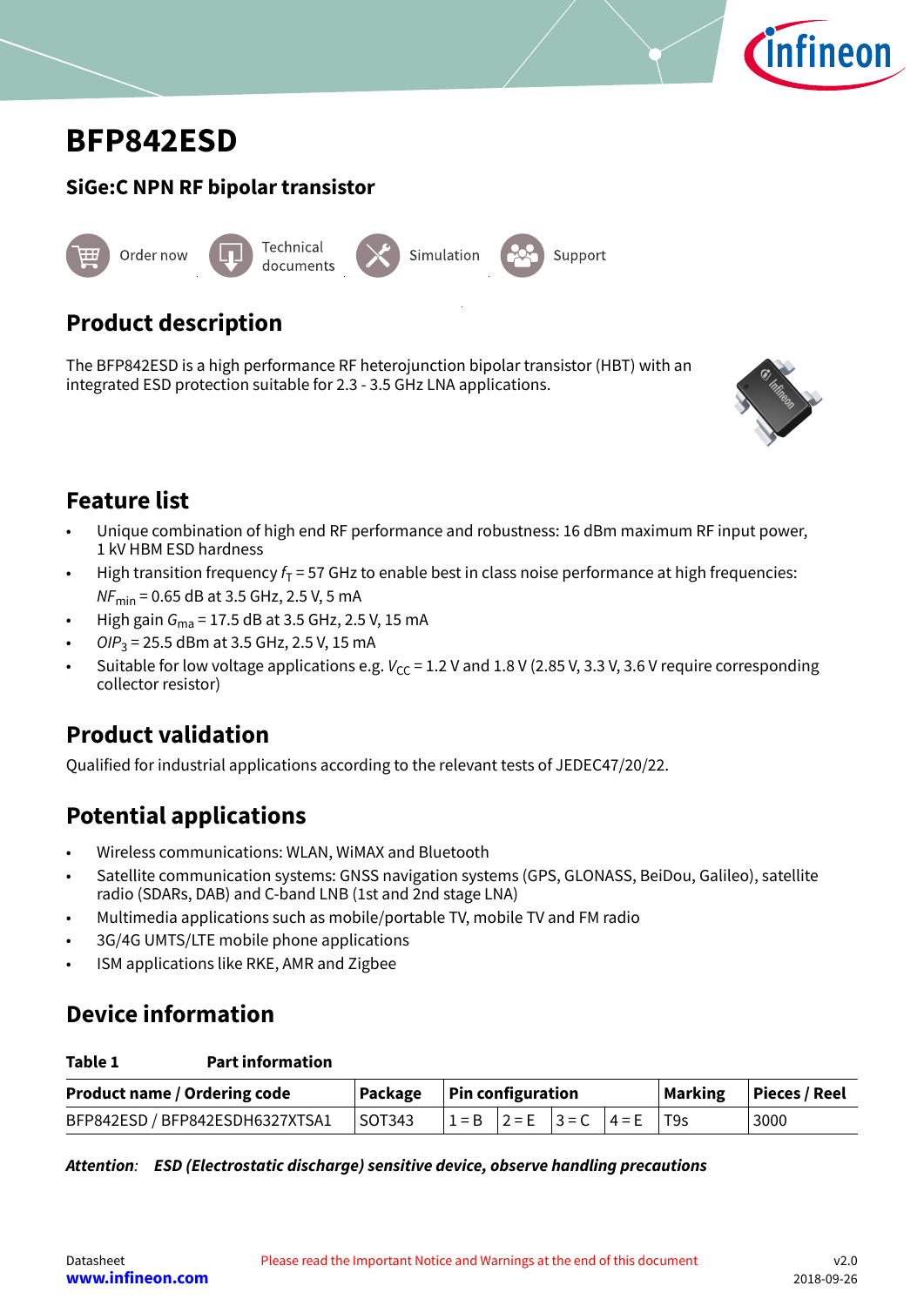# BFP842ESD

## SiGe:C NPN RF bipolar transistor

Order now Technical documents Simulation Support

## Product description

The BFP842ESD is a high performance RF heterojunction bipolar transistor (HBT) with an integrated ESD protection suitable for 2.3 - 3.5 GHz LNA applications.

## Feature list

- Unique combination of high end RF performance and robustness: 16 dBm maximum RF input power, 1 kV HBM ESD hardness
- High transition frequency $f_T$ = 57 GHz to enable best in class noise performance at high frequencies: $NF_{min}$ = 0.65 dB at 3.5 GHz, 2.5 V, 5 mA
- High gain $G_{ma}$ = 17.5 dB at 3.5 GHz, 2.5 V, 15 mA
- $OIP_3$ = 25.5 dBm at 3.5 GHz, 2.5 V, 15 mA
- Suitable for low voltage applications e.g. $V_{CC}$ = 1.2 V and 1.8 V (2.85 V, 3.3 V, 3.6 V require corresponding collector resistor)

## Product validation

Qualified for industrial applications according to the relevant tests of JEDEC47/20/22.

## Potential applications

- Wireless communications: WLAN, WiMAX and Bluetooth
- Satellite communication systems: GNSS navigation systems (GPS, GLONASS, BeiDou, Galileo), satellite radio (SDARs, DAB) and C-band LNB (1st and 2nd stage LNA)
- Multimedia applications such as mobile/portable TV, mobile TV and FM radio
- 3G/4G UMTS/LTE mobile phone applications
- ISM applications like RKE, AMR and Zigbee

## Device information

**Table 1 Part information**

| Product name / Ordering code | Package | Pin configuration | | | | Marking | Pieces / Reel |
|---|---|---|---|---|---|---|---|
| BFP842ESD / BFP842ESDH6327XTSA1 | SOT343 | 1 = B | 2 = E | 3 = C | 4 = E | T9s | 3000 |

***Attention:*** ***ESD (Electrostatic discharge) sensitive device, observe handling precautions***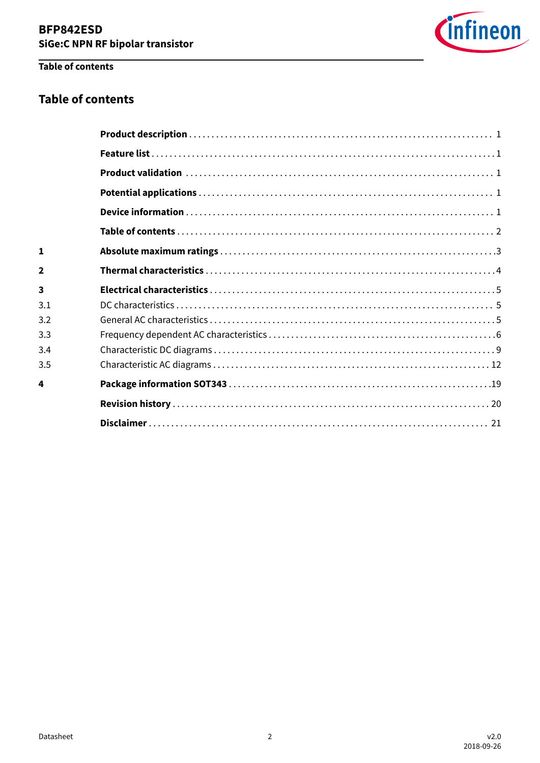## Table of contents

| | | |
|---|---|---|
| | **Product description** | 1 |
| | **Feature list** | 1 |
| | **Product validation** | 1 |
| | **Potential applications** | 1 |
| | **Device information** | 1 |
| | **Table of contents** | 2 |
| **1** | **Absolute maximum ratings** | 3 |
| **2** | **Thermal characteristics** | 4 |
| **3** | **Electrical characteristics** | 5 |
| 3.1 | DC characteristics | 5 |
| 3.2 | General AC characteristics | 5 |
| 3.3 | Frequency dependent AC characteristics | 6 |
| 3.4 | Characteristic DC diagrams | 9 |
| 3.5 | Characteristic AC diagrams | 12 |
| **4** | **Package information SOT343** | 19 |
| | **Revision history** | 20 |
| | **Disclaimer** | 21 |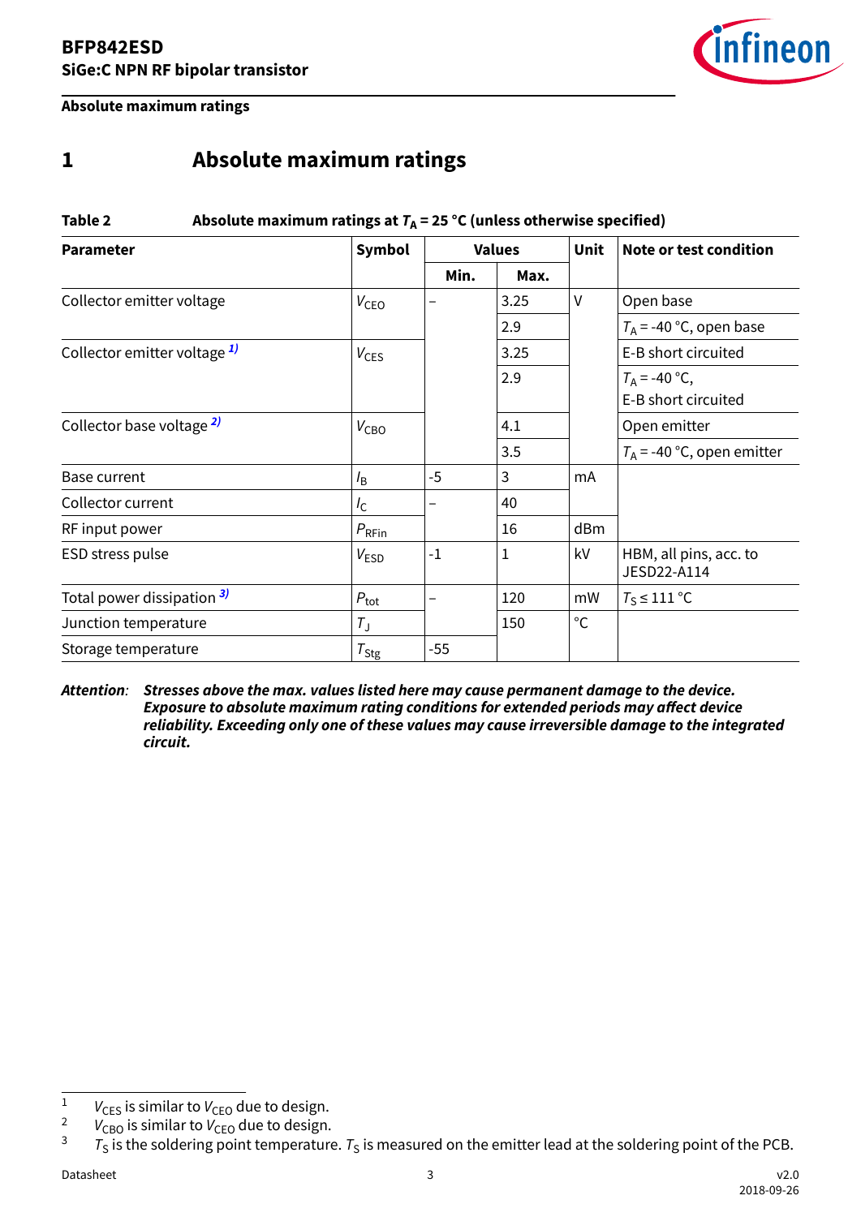# 1 Absolute maximum ratings

**Table 2 Absolute maximum ratings at $T_A$ = 25 °C (unless otherwise specified)**

| Parameter | Symbol | Values | | Unit | Note or test condition |
|---|---|---|---|---|---|
| | | Min. | Max. | | |
| Collector emitter voltage | $V_{CEO}$ | – | 3.25 | V | Open base |
| | | | 2.9 | | $T_A$ = -40 °C, open base |
| Collector emitter voltage [1] | $V_{CES}$ | | 3.25 | | E-B short circuited |
| | | | 2.9 | | $T_A$ = -40 °C, E-B short circuited |
| Collector base voltage [2] | $V_{CBO}$ | | 4.1 | | Open emitter |
| | | | 3.5 | | $T_A$ = -40 °C, open emitter |
| Base current | $I_B$ | -5 | 3 | mA | |
| Collector current | $I_C$ | – | 40 | | |
| RF input power | $P_{RFin}$ | | 16 | dBm | |
| ESD stress pulse | $V_{ESD}$ | -1 | 1 | kV | HBM, all pins, acc. to JESD22-A114 |
| Total power dissipation [3] | $P_{tot}$ | – | 120 | mW | $T_S$ ≤ 111 °C |
| Junction temperature | $T_J$ | | 150 | °C | |
| Storage temperature | $T_{Stg}$ | -55 | | | |

*Attention:* ***Stresses above the max. values listed here may cause permanent damage to the device. Exposure to absolute maximum rating conditions for extended periods may affect device reliability. Exceeding only one of these values may cause irreversible damage to the integrated circuit.***

[1] $V_{CES}$ is similar to $V_{CEO}$ due to design.

[2] $V_{CBO}$ is similar to $V_{CEO}$ due to design.

[3] $T_S$ is the soldering point temperature. $T_S$ is measured on the emitter lead at the soldering point of the PCB.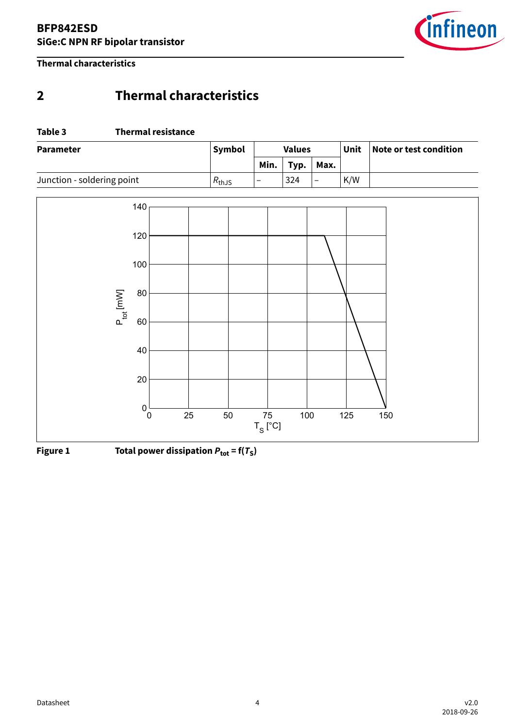# 2 Thermal characteristics

**Table 3 Thermal resistance**

| Parameter | Symbol | Values | | | Unit | Note or test condition |
|---|---|---|---|---|---|---|
| | | Min. | Typ. | Max. | | |
| Junction - soldering point | $R_{thJS}$ | – | 324 | – | K/W | |

**Figure 1** **Total power dissipation $P_{tot} = f(T_S)$**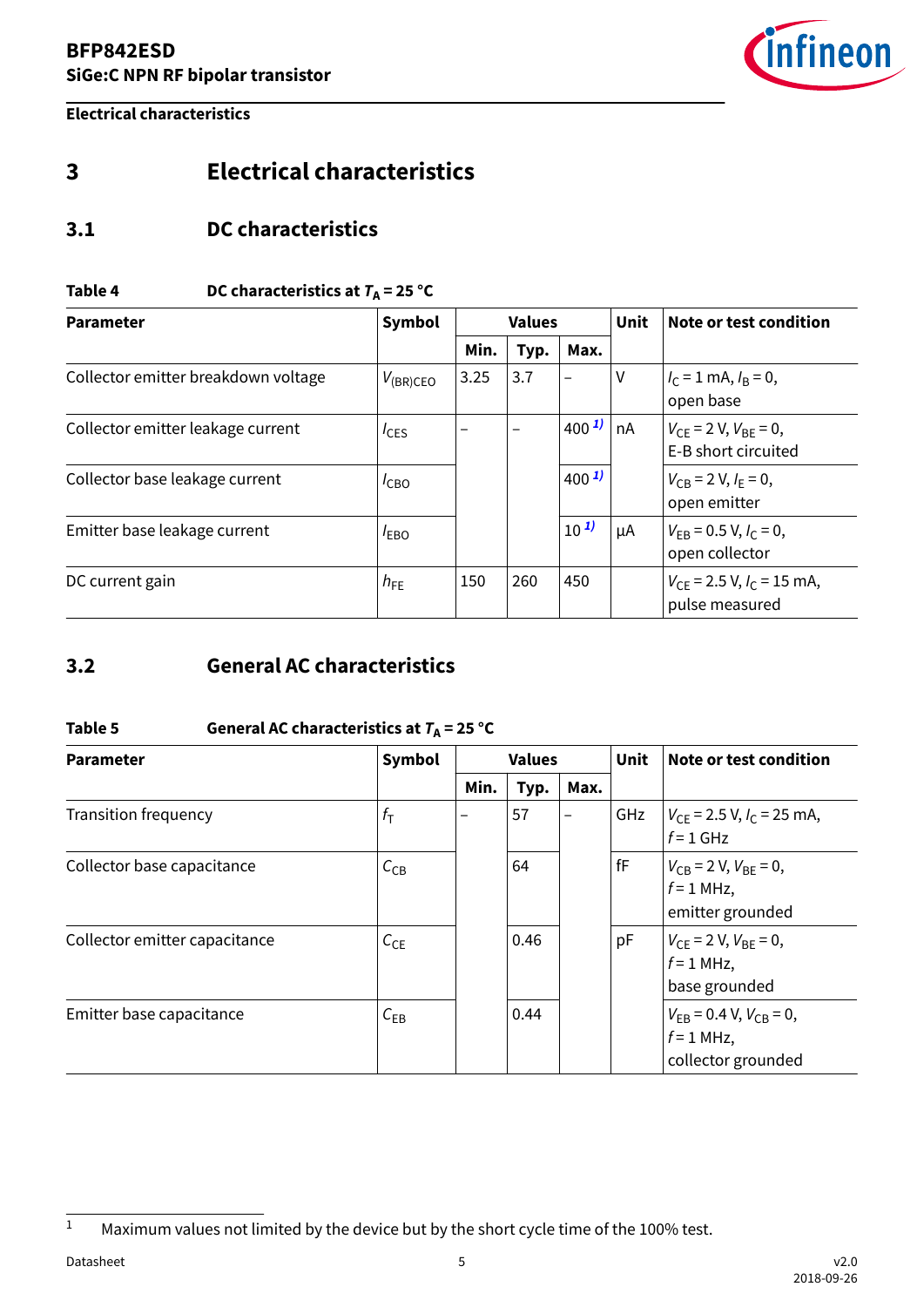# 3 Electrical characteristics

## 3.1 DC characteristics

**Table 4 DC characteristics at $T_A$ = 25 °C**

| Parameter | Symbol | Values | | | Unit | Note or test condition |
|---|---|---|---|---|---|---|
| | | Min. | Typ. | Max. | | |
| Collector emitter breakdown voltage | $V_{(BR)CEO}$ | 3.25 | 3.7 | – | V | $I_C$ = 1 mA, $I_B$ = 0, open base |
| Collector emitter leakage current | $I_{CES}$ | – | – | 400 [1] | nA | $V_{CE}$ = 2 V, $V_{BE}$ = 0, E-B short circuited |
| Collector base leakage current | $I_{CBO}$ | | | 400 [1] | | $V_{CB}$ = 2 V, $I_E$ = 0, open emitter |
| Emitter base leakage current | $I_{EBO}$ | | | 10 [1] | µA | $V_{EB}$ = 0.5 V, $I_C$ = 0, open collector |
| DC current gain | $h_{FE}$ | 150 | 260 | 450 | | $V_{CE}$ = 2.5 V, $I_C$ = 15 mA, pulse measured |

## 3.2 General AC characteristics

**Table 5 General AC characteristics at $T_A$ = 25 °C**

| Parameter | Symbol | Values | | | Unit | Note or test condition |
|---|---|---|---|---|---|---|
| | | Min. | Typ. | Max. | | |
| Transition frequency | $f_T$ | – | 57 | – | GHz | $V_{CE}$ = 2.5 V, $I_C$ = 25 mA, $f$ = 1 GHz |
| Collector base capacitance | $C_{CB}$ | | 64 | | fF | $V_{CB}$ = 2 V, $V_{BE}$ = 0, $f$ = 1 MHz, emitter grounded |
| Collector emitter capacitance | $C_{CE}$ | | 0.46 | | pF | $V_{CE}$ = 2 V, $V_{BE}$ = 0, $f$ = 1 MHz, base grounded |
| Emitter base capacitance | $C_{EB}$ | | 0.44 | | | $V_{EB}$ = 0.4 V, $V_{CB}$ = 0, $f$ = 1 MHz, collector grounded |

[1] Maximum values not limited by the device but by the short cycle time of the 100% test.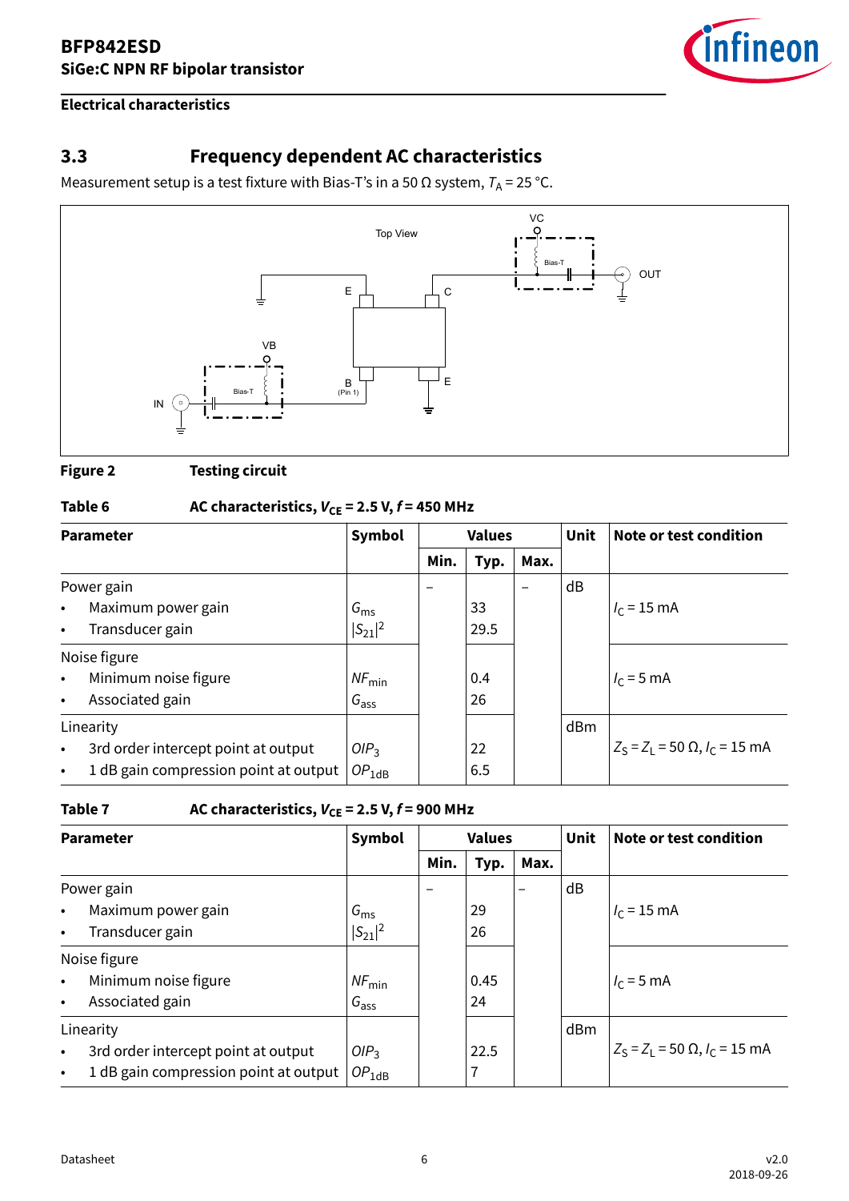## 3.3 Frequency dependent AC characteristics

Measurement setup is a test fixture with Bias-T's in a 50 Ω system, $T_A$ = 25 °C.

**Figure 2** Testing circuit

**Table 6** AC characteristics, $V_{CE}$ = 2.5 V, $f$ = 450 MHz

| Parameter | Symbol | Values | | | Unit | Note or test condition |
|---|---|---|---|---|---|---|
| | | Min. | Typ. | Max. | | |
| Power gain | | – | | – | dB | |
| • Maximum power gain | $G_{ms}$ | | 33 | | | $I_C$ = 15 mA |
| • Transducer gain | $\|S_{21}\|^2$ | | 29.5 | | | |
| Noise figure | | | | | | |
| • Minimum noise figure | $NF_{min}$ | | 0.4 | | | $I_C$ = 5 mA |
| • Associated gain | $G_{ass}$ | | 26 | | | |
| Linearity | | | | | dBm | |
| • 3rd order intercept point at output | $OIP_3$ | | 22 | | | $Z_S = Z_L$ = 50 Ω, $I_C$ = 15 mA |
| • 1 dB gain compression point at output | $OP_{1dB}$ | | 6.5 | | | |

**Table 7** AC characteristics, $V_{CE}$ = 2.5 V, $f$ = 900 MHz

| Parameter | Symbol | Values | | | Unit | Note or test condition |
|---|---|---|---|---|---|---|
| | | Min. | Typ. | Max. | | |
| Power gain | | – | | – | dB | |
| • Maximum power gain | $G_{ms}$ | | 29 | | | $I_C$ = 15 mA |
| • Transducer gain | $\|S_{21}\|^2$ | | 26 | | | |
| Noise figure | | | | | | |
| • Minimum noise figure | $NF_{min}$ | | 0.45 | | | $I_C$ = 5 mA |
| • Associated gain | $G_{ass}$ | | 24 | | | |
| Linearity | | | | | dBm | |
| • 3rd order intercept point at output | $OIP_3$ | | 22.5 | | | $Z_S = Z_L$ = 50 Ω, $I_C$ = 15 mA |
| • 1 dB gain compression point at output | $OP_{1dB}$ | | 7 | | | |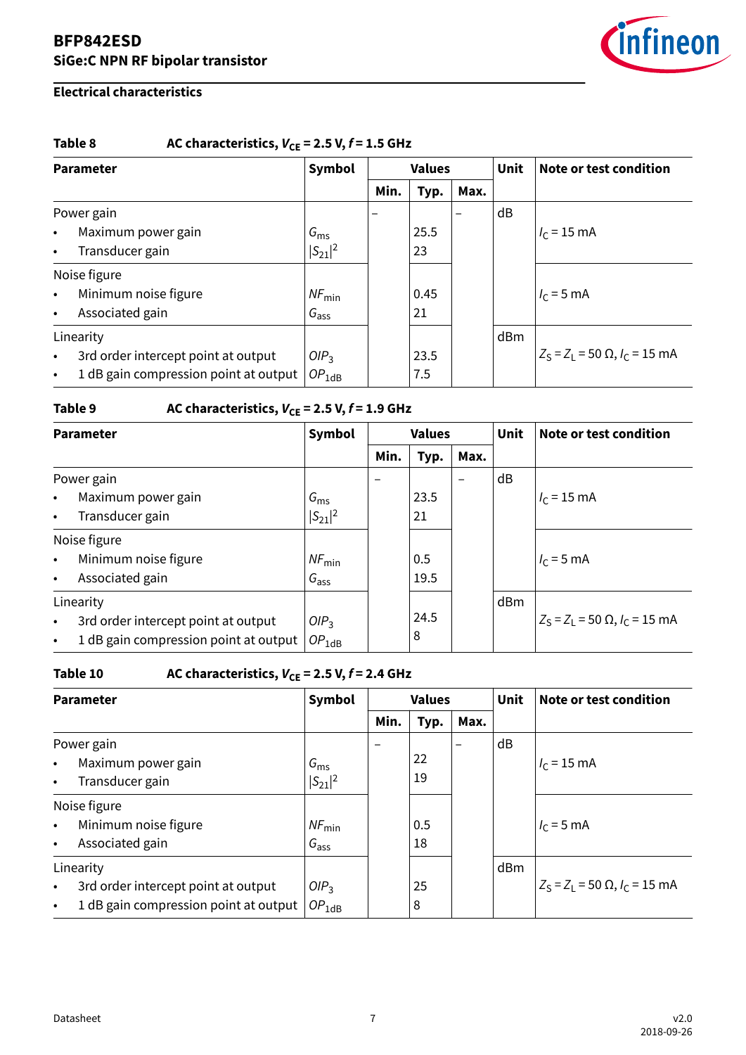## Electrical characteristics

**Table 8 AC characteristics, $V_{CE}$ = 2.5 V, $f$ = 1.5 GHz**

| Parameter | Symbol | Values | | | Unit | Note or test condition |
|---|---|---|---|---|---|---|
| | | Min. | Typ. | Max. | | |
| Power gain | | – | | – | dB | |
| • Maximum power gain | $G_{ms}$ | | 25.5 | | | $I_C$ = 15 mA |
| • Transducer gain | $\|S_{21}\|^2$ | | 23 | | | |
| Noise figure | | | | | | |
| • Minimum noise figure | $NF_{min}$ | | 0.45 | | | $I_C$ = 5 mA |
| • Associated gain | $G_{ass}$ | | 21 | | | |
| Linearity | | | | | dBm | |
| • 3rd order intercept point at output | $OIP_3$ | | 23.5 | | | $Z_S = Z_L$ = 50 Ω, $I_C$ = 15 mA |
| • 1 dB gain compression point at output | $OP_{1dB}$ | | 7.5 | | | |

**Table 9 AC characteristics, $V_{CE}$ = 2.5 V, $f$ = 1.9 GHz**

| Parameter | Symbol | Values | | | Unit | Note or test condition |
|---|---|---|---|---|---|---|
| | | Min. | Typ. | Max. | | |
| Power gain | | – | | – | dB | |
| • Maximum power gain | $G_{ms}$ | | 23.5 | | | $I_C$ = 15 mA |
| • Transducer gain | $\|S_{21}\|^2$ | | 21 | | | |
| Noise figure | | | | | | |
| • Minimum noise figure | $NF_{min}$ | | 0.5 | | | $I_C$ = 5 mA |
| • Associated gain | $G_{ass}$ | | 19.5 | | | |
| Linearity | | | | | dBm | |
| • 3rd order intercept point at output | $OIP_3$ | | 24.5 | | | $Z_S = Z_L$ = 50 Ω, $I_C$ = 15 mA |
| • 1 dB gain compression point at output | $OP_{1dB}$ | | 8 | | | |

**Table 10 AC characteristics, $V_{CE}$ = 2.5 V, $f$ = 2.4 GHz**

| Parameter | Symbol | Values | | | Unit | Note or test condition |
|---|---|---|---|---|---|---|
| | | Min. | Typ. | Max. | | |
| Power gain | | – | | – | dB | |
| • Maximum power gain | $G_{ms}$ | | 22 | | | $I_C$ = 15 mA |
| • Transducer gain | $\|S_{21}\|^2$ | | 19 | | | |
| Noise figure | | | | | | |
| • Minimum noise figure | $NF_{min}$ | | 0.5 | | | $I_C$ = 5 mA |
| • Associated gain | $G_{ass}$ | | 18 | | | |
| Linearity | | | | | dBm | |
| • 3rd order intercept point at output | $OIP_3$ | | 25 | | | $Z_S = Z_L$ = 50 Ω, $I_C$ = 15 mA |
| • 1 dB gain compression point at output | $OP_{1dB}$ | | 8 | | | |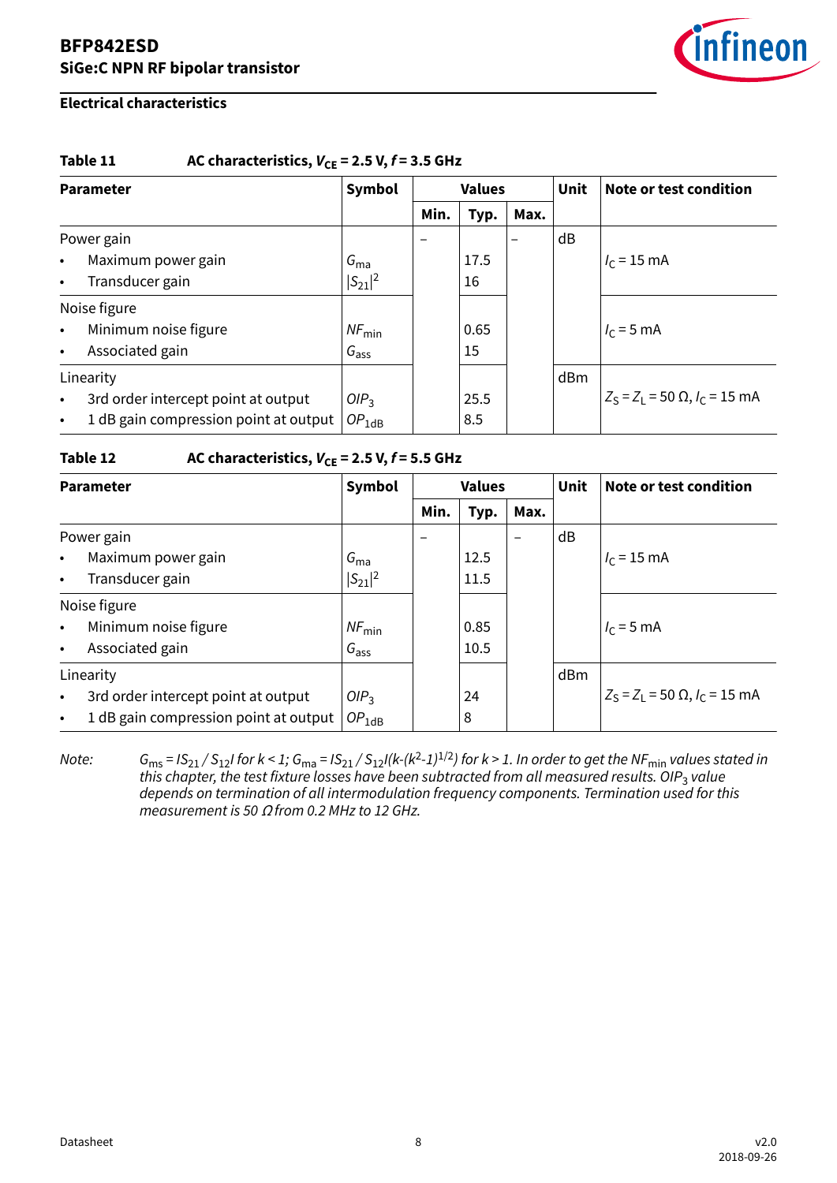## Electrical characteristics

**Table 11 AC characteristics, $V_{CE}$ = 2.5 V, $f$ = 3.5 GHz**

| Parameter | Symbol | Values | | | Unit | Note or test condition |
|---|---|---|---|---|---|---|
| | | Min. | Typ. | Max. | | |
| Power gain | | – | | – | dB | |
| • Maximum power gain | $G_{ma}$ | | 17.5 | | | $I_C$ = 15 mA |
| • Transducer gain | $\|S_{21}\|^2$ | | 16 | | | |
| Noise figure | | | | | | |
| • Minimum noise figure | $NF_{min}$ | | 0.65 | | | $I_C$ = 5 mA |
| • Associated gain | $G_{ass}$ | | 15 | | | |
| Linearity | | | | | dBm | |
| • 3rd order intercept point at output | $OIP_3$ | | 25.5 | | | $Z_S = Z_L$ = 50 Ω, $I_C$ = 15 mA |
| • 1 dB gain compression point at output | $OP_{1dB}$ | | 8.5 | | | |

**Table 12 AC characteristics, $V_{CE}$ = 2.5 V, $f$ = 5.5 GHz**

| Parameter | Symbol | Values | | | Unit | Note or test condition |
|---|---|---|---|---|---|---|
| | | Min. | Typ. | Max. | | |
| Power gain | | – | | – | dB | |
| • Maximum power gain | $G_{ma}$ | | 12.5 | | | $I_C$ = 15 mA |
| • Transducer gain | $\|S_{21}\|^2$ | | 11.5 | | | |
| Noise figure | | | | | | |
| • Minimum noise figure | $NF_{min}$ | | 0.85 | | | $I_C$ = 5 mA |
| • Associated gain | $G_{ass}$ | | 10.5 | | | |
| Linearity | | | | | dBm | |
| • 3rd order intercept point at output | $OIP_3$ | | 24 | | | $Z_S = Z_L$ = 50 Ω, $I_C$ = 15 mA |
| • 1 dB gain compression point at output | $OP_{1dB}$ | | 8 | | | |

*Note:* $G_{ms} = |S_{21} / S_{12}|$ *for k < 1;* $G_{ma} = |S_{21} / S_{12}|(k-(k^2-1)^{1/2})$ *for k > 1. In order to get the* $NF_{min}$ *values stated in this chapter, the test fixture losses have been subtracted from all measured results.* $OIP_3$ *value depends on termination of all intermodulation frequency components. Termination used for this measurement is 50 Ω from 0.2 MHz to 12 GHz.*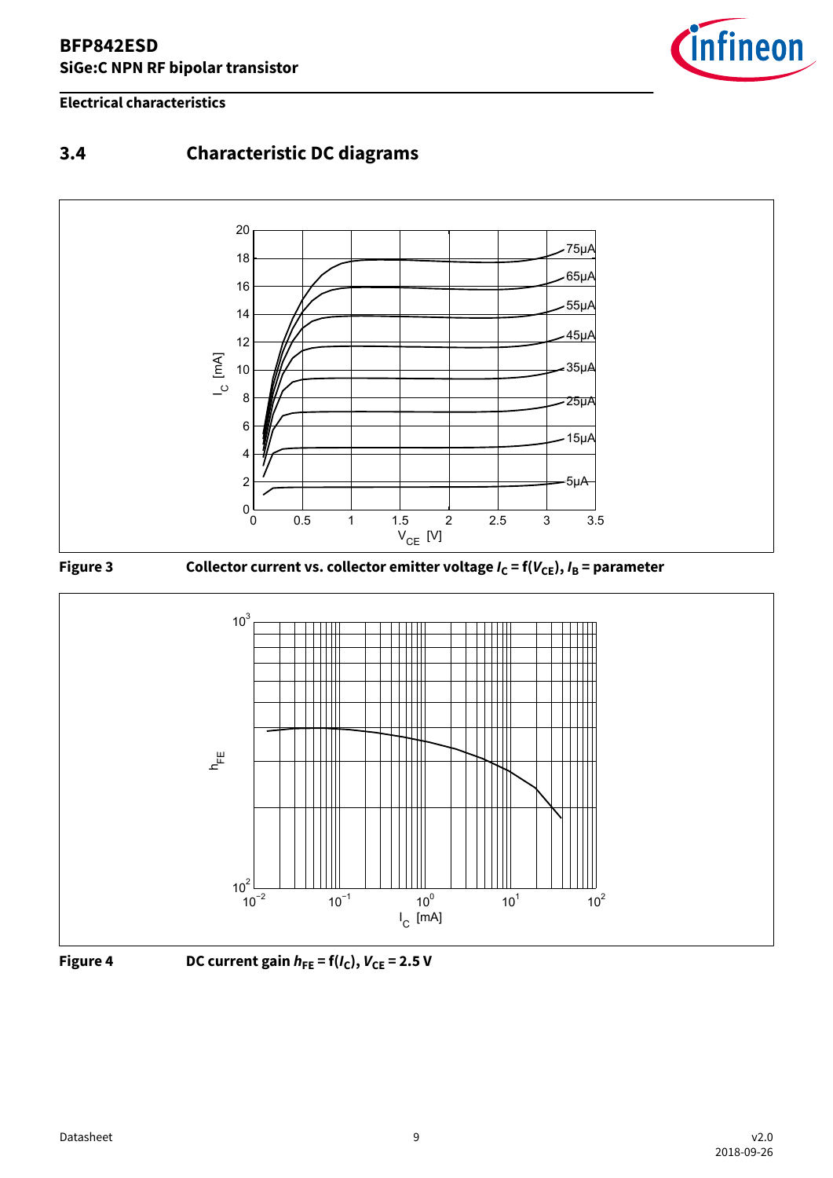### 3.4 Characteristic DC diagrams

**Figure 3** Collector current vs. collector emitter voltage $I_C = f(V_{CE})$, $I_B$ = parameter

**Figure 4** DC current gain $h_{FE} = f(I_C)$, $V_{CE} = 2.5$ V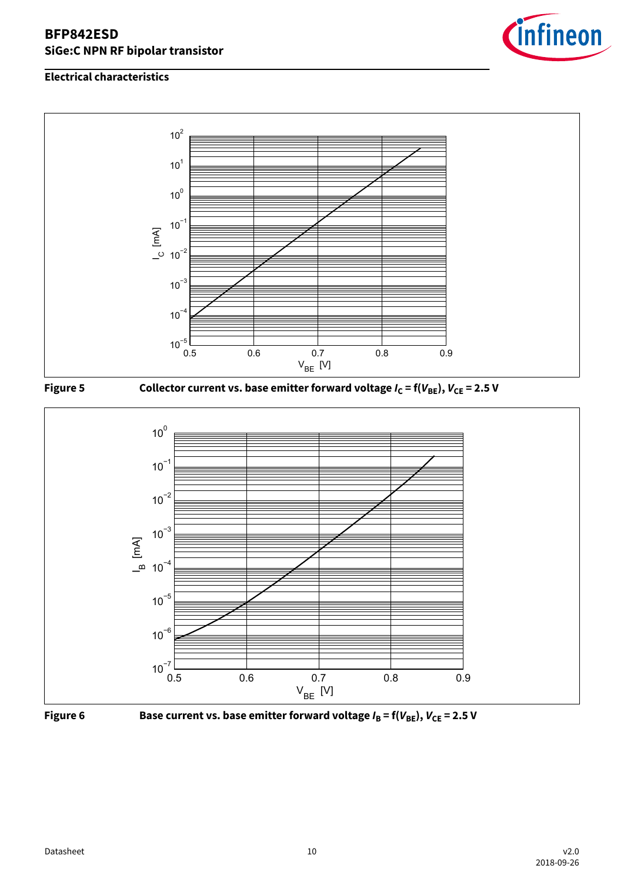## Electrical characteristics

**Figure 5** Collector current vs. base emitter forward voltage $I_C = f(V_{BE})$, $V_{CE} = 2.5$ V

**Figure 6** Base current vs. base emitter forward voltage $I_B = f(V_{BE})$, $V_{CE} = 2.5$ V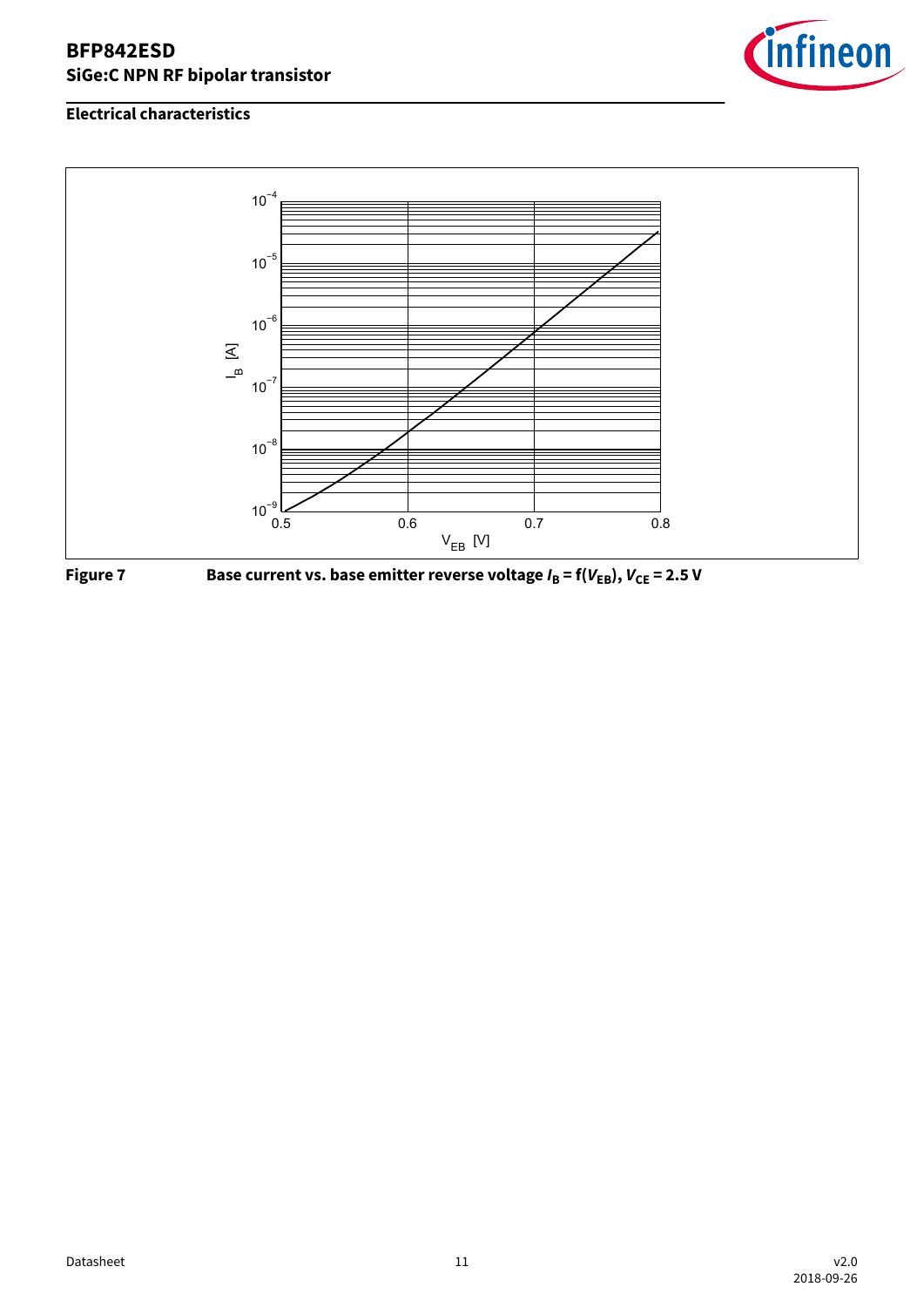## Electrical characteristics

**Figure 7** Base current vs. base emitter reverse voltage $I_B = f(V_{EB})$, $V_{CE} = 2.5$ V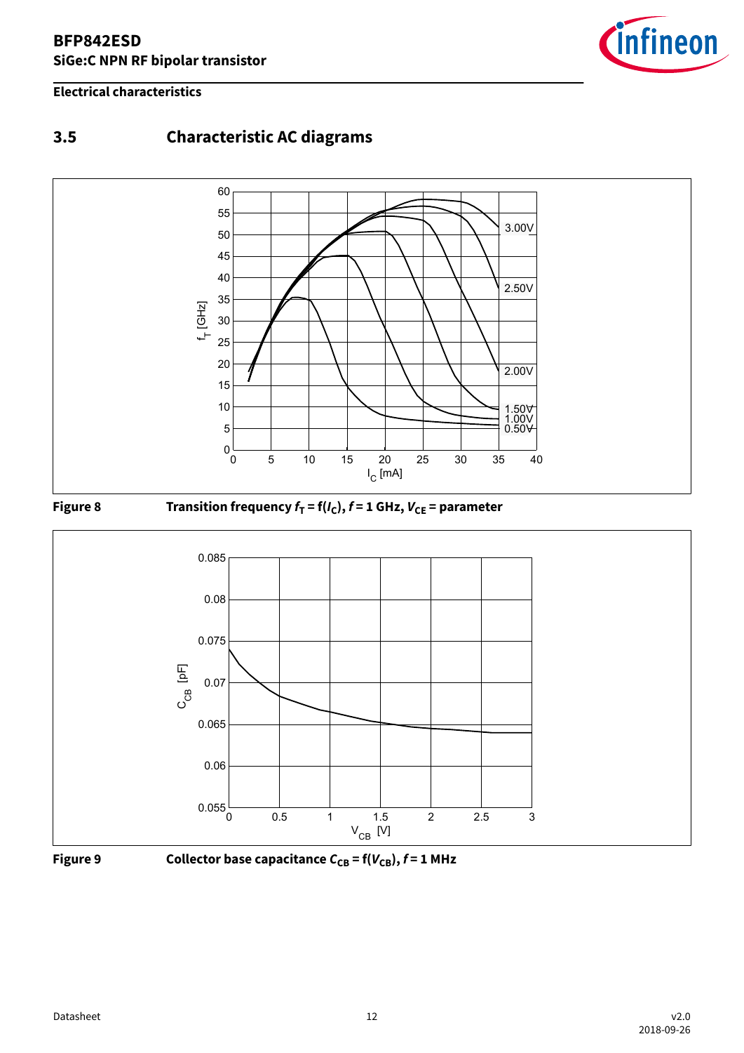## 3.5 Characteristic AC diagrams

**Figure 8** Transition frequency $f_T = f(I_C)$, $f = 1$ GHz, $V_{CE}$ = parameter

**Figure 9** Collector base capacitance $C_{CB} = f(V_{CB})$, $f = 1$ MHz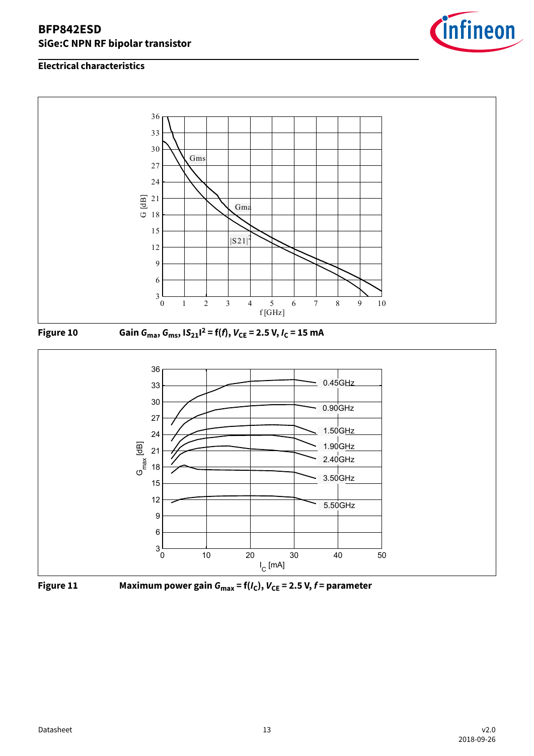## Electrical characteristics

Figure 10 Gain $G_{ma}$, $G_{ms}$, $|S_{21}|^2 = f(f)$, $V_{CE} = 2.5$ V, $I_C = 15$ mA

Figure 11 Maximum power gain $G_{max} = f(I_C)$, $V_{CE} = 2.5$ V, $f$ = parameter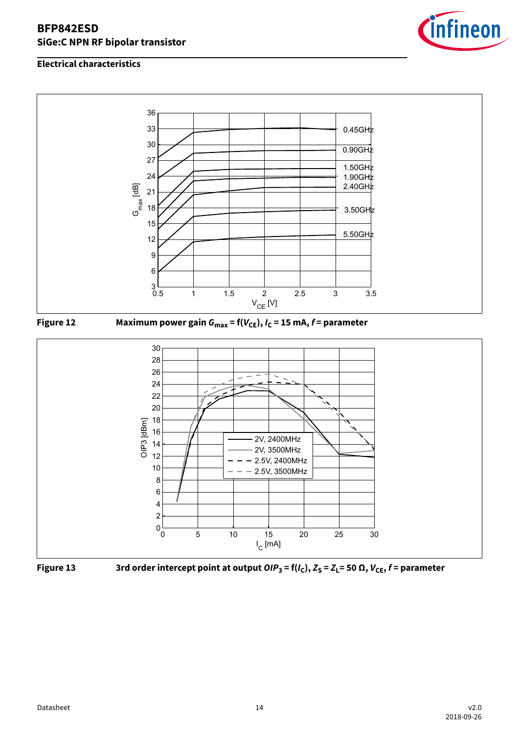## Electrical characteristics

**Figure 12** Maximum power gain $G_{max} = f(V_{CE})$, $I_C$ = 15 mA, $f$ = parameter

**Figure 13** 3rd order intercept point at output $OIP_3 = f(I_C)$, $Z_S = Z_L$ = 50 Ω, $V_{CE}$, $f$ = parameter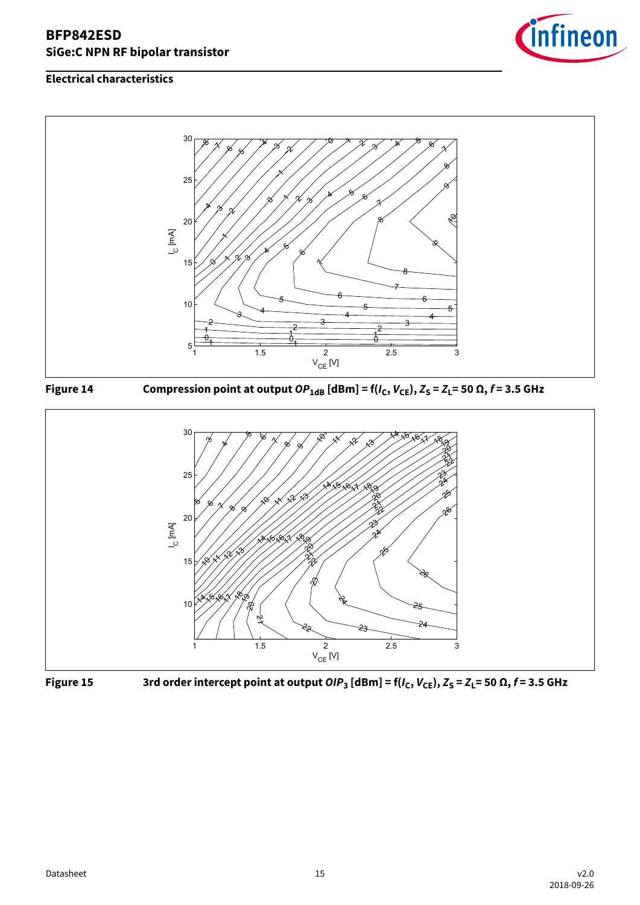## Electrical characteristics

Figure 14 Compression point at output $OP_{1dB}$ [dBm] = f($I_C$, $V_{CE}$), $Z_S$ = $Z_L$= 50 Ω, $f$ = 3.5 GHz

Figure 15 3rd order intercept point at output $OIP_3$ [dBm] = f($I_C$, $V_{CE}$), $Z_S$ = $Z_L$= 50 Ω, $f$ = 3.5 GHz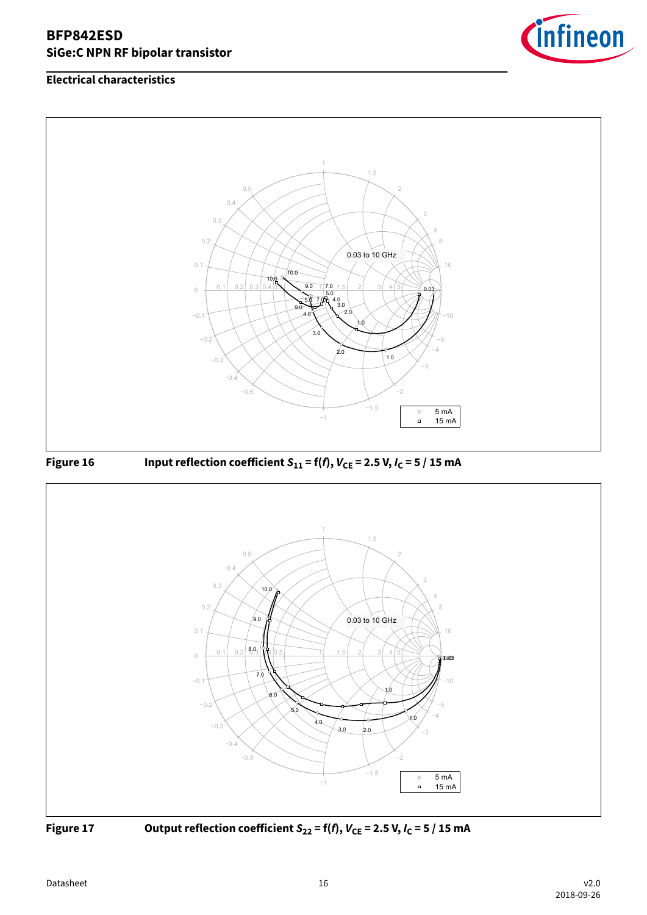## Electrical characteristics

**Figure 16** Input reflection coefficient $S_{11} = f(f)$, $V_{CE} = 2.5$ V, $I_C = 5 / 15$ mA

**Figure 17** Output reflection coefficient $S_{22} = f(f)$, $V_{CE} = 2.5$ V, $I_C = 5 / 15$ mA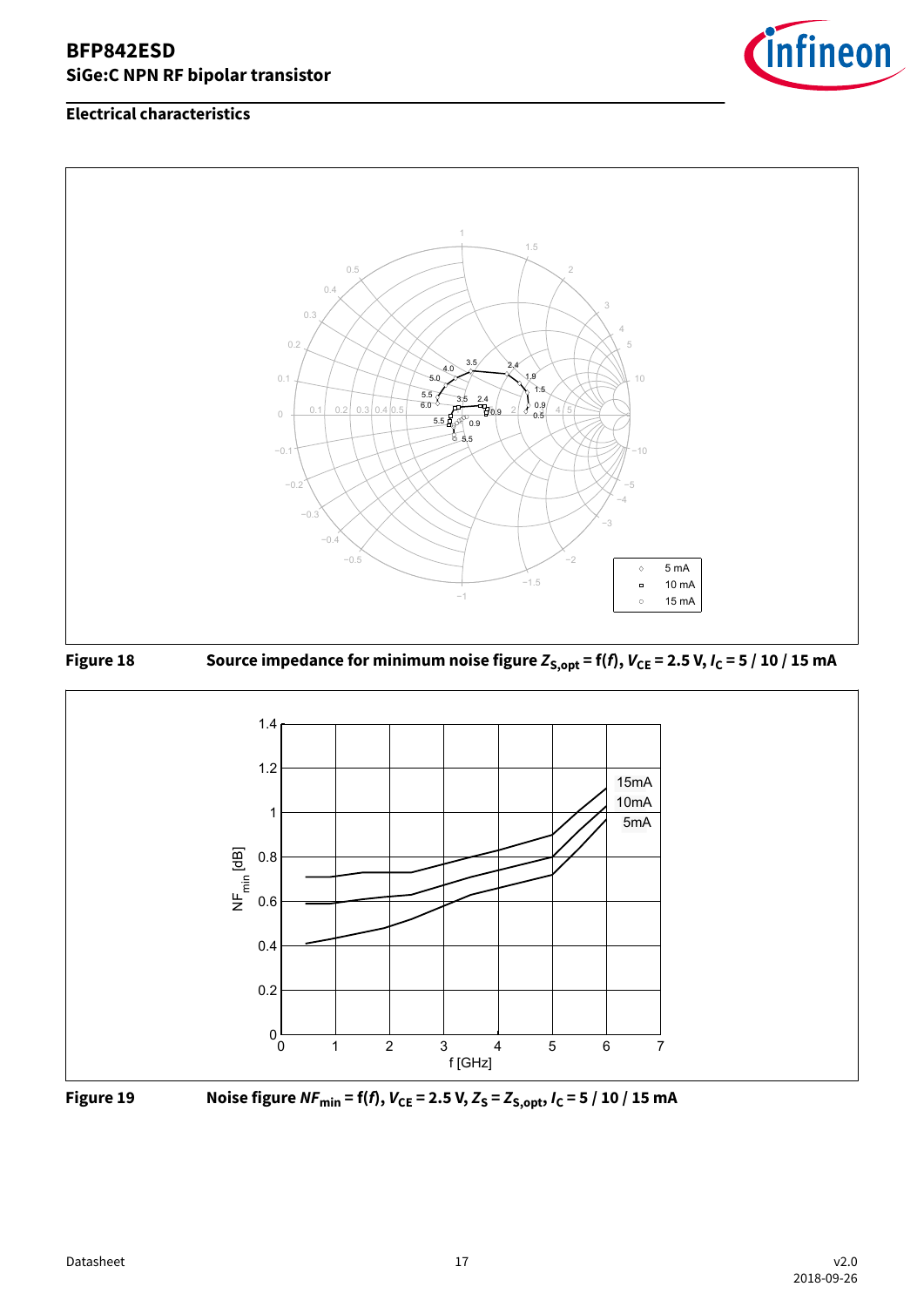### Electrical characteristics

**Figure 18** Source impedance for minimum noise figure $Z_{S,opt} = f(f)$, $V_{CE} = 2.5$ V, $I_C = 5$ / 10 / 15 mA

**Figure 19** Noise figure $NF_{min} = f(f)$, $V_{CE} = 2.5$ V, $Z_S = Z_{S,opt}$, $I_C = 5$ / 10 / 15 mA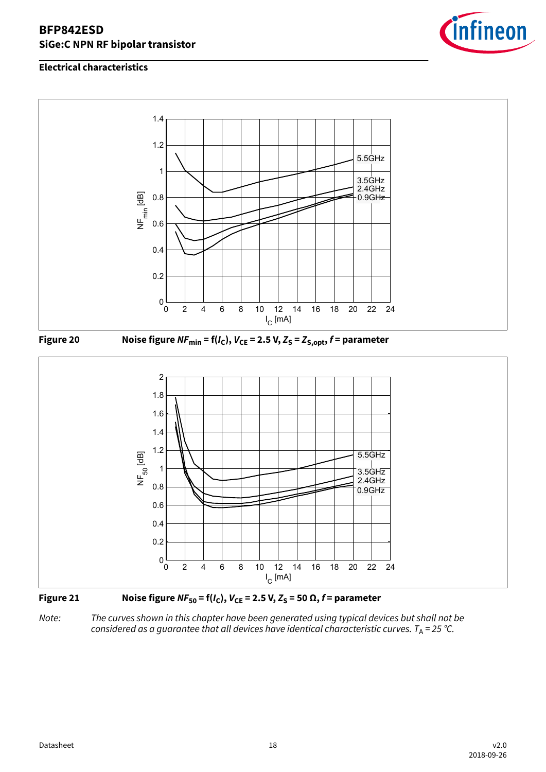## Electrical characteristics

**Figure 20** Noise figure $NF_{min} = f(I_C)$, $V_{CE} = 2.5$ V, $Z_S = Z_{S,opt}$, $f$ = parameter

**Figure 21** Noise figure $NF_{50} = f(I_C)$, $V_{CE} = 2.5$ V, $Z_S = 50\ \Omega$, $f$ = parameter

*Note: The curves shown in this chapter have been generated using typical devices but shall not be considered as a guarantee that all devices have identical characteristic curves.* $T_A = 25$ °C.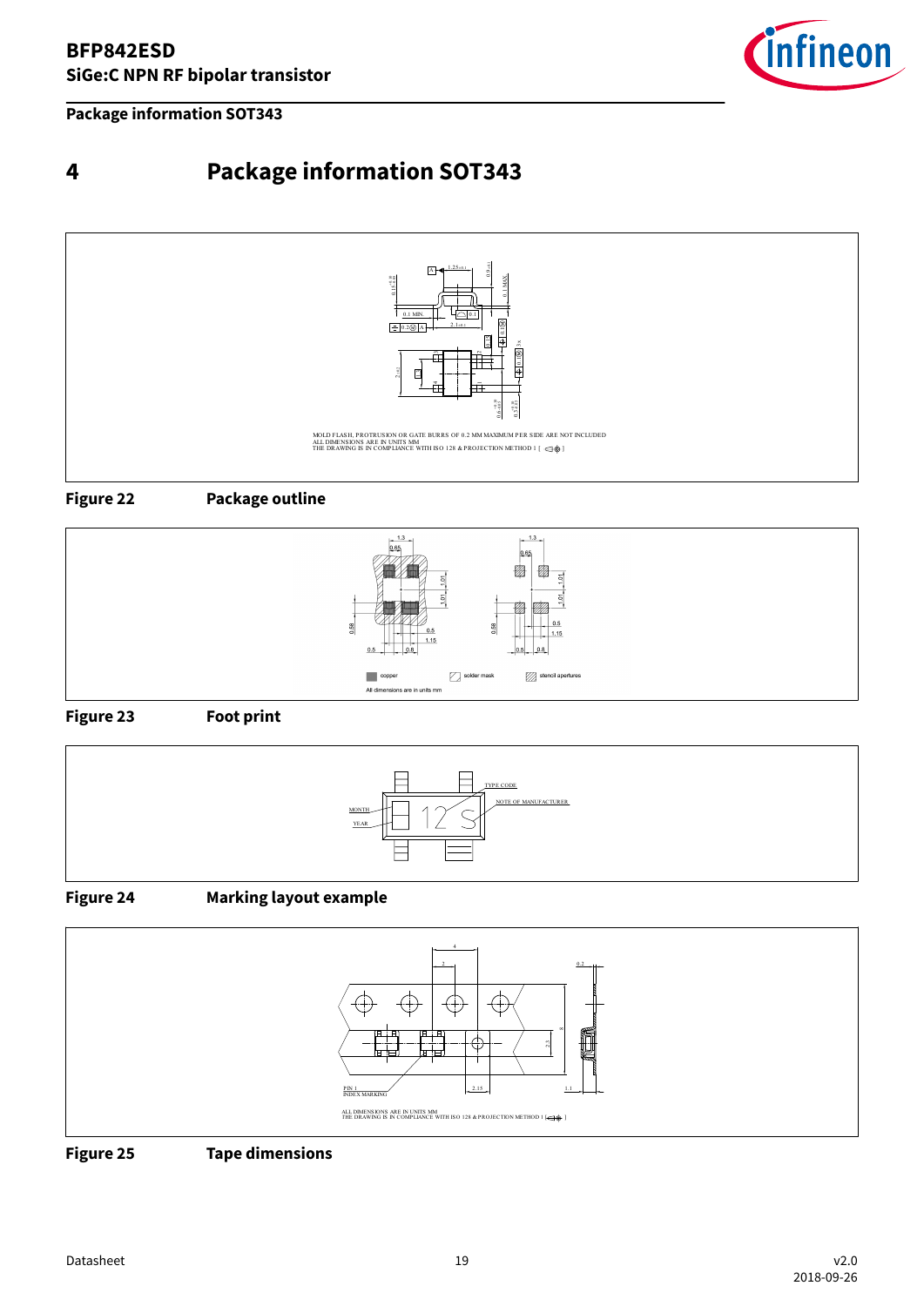# 4 Package information SOT343

MOLD FLASH, PROTRUSION OR GATE BURRS OF 0.2 MM MAXIMUM PER SIDE ARE NOT INCLUDED
ALL DIMENSIONS ARE IN UNITS MM
THE DRAWING IS IN COMPLIANCE WITH ISO 128 & PROJECTION METHOD 1 [ ]

**Figure 22** **Package outline**

copper solder mask stencil apertures

All dimensions are in units mm

**Figure 23** **Foot print**

**Figure 24** **Marking layout example**

ALL DIMENSIONS ARE IN UNITS MM
THE DRAWING IS IN COMPLIANCE WITH ISO 128 & PROJECTION METHOD 1 [ ]

**Figure 25** **Tape dimensions**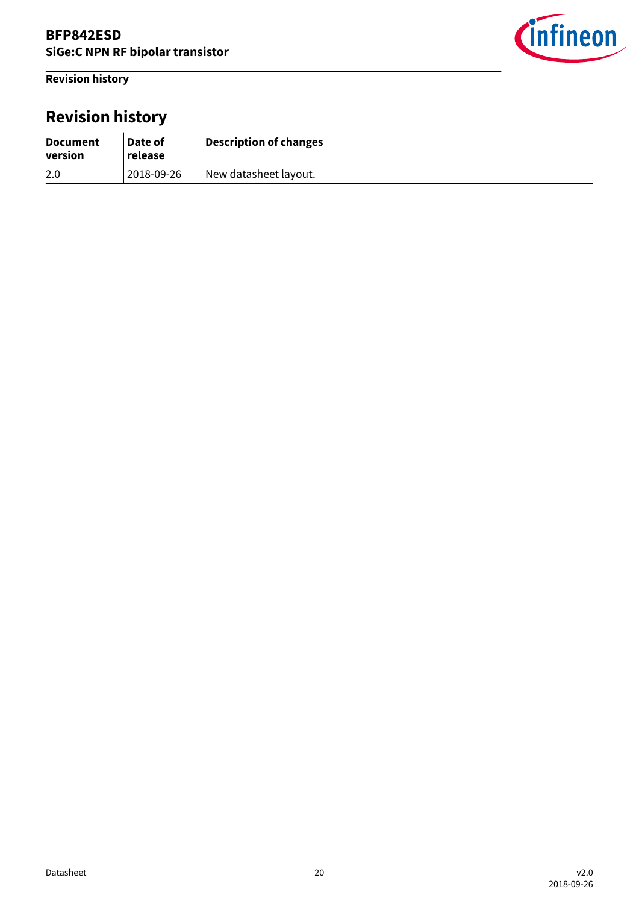# Revision history

| Document version | Date of release | Description of changes |
| --- | --- | --- |
| 2.0 | 2018-09-26 | New datasheet layout. |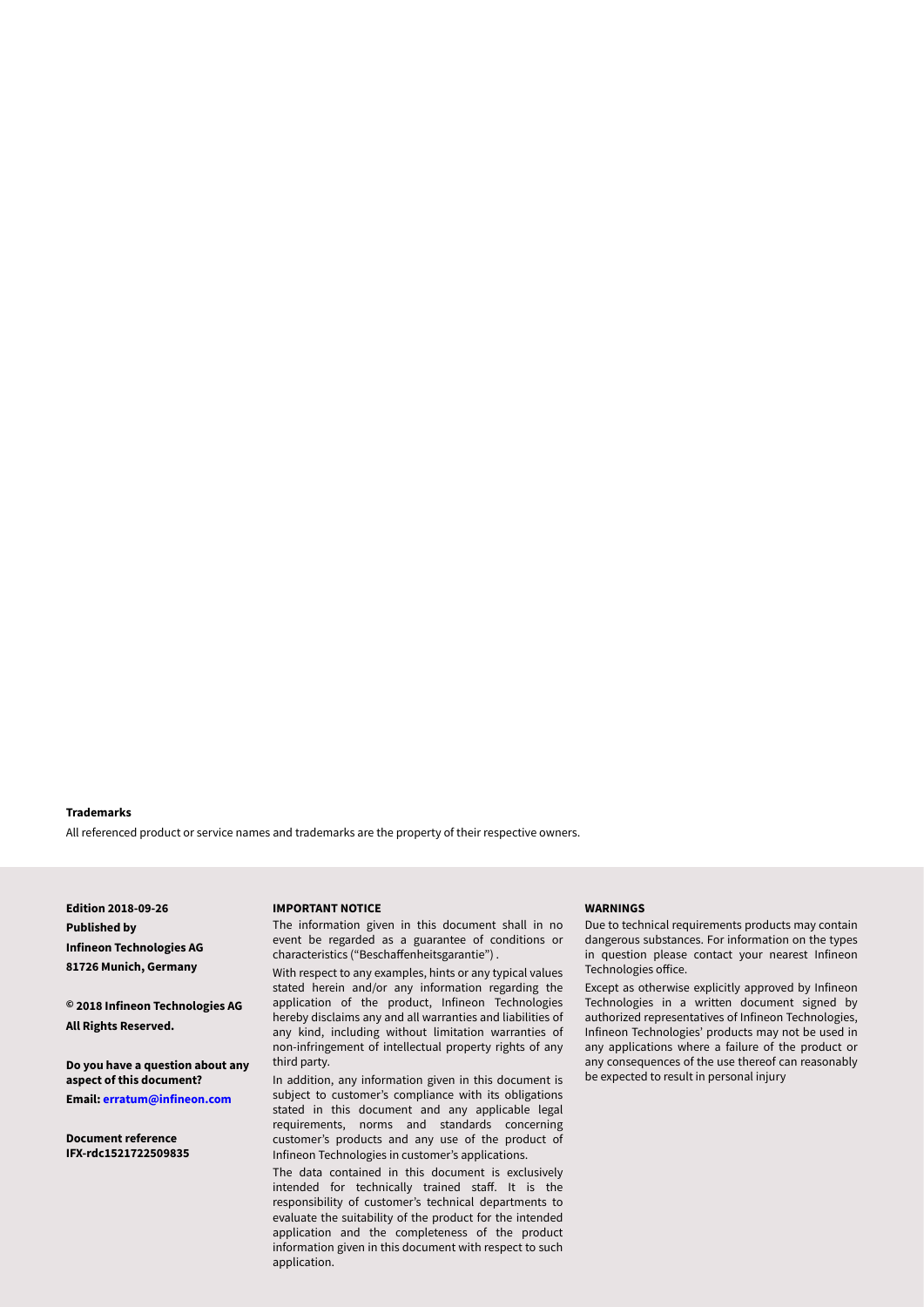**Trademarks**

All referenced product or service names and trademarks are the property of their respective owners.

**Edition 2018-09-26**
**Published by**
**Infineon Technologies AG**
**81726 Munich, Germany**

**© 2018 Infineon Technologies AG**
**All Rights Reserved.**

**Do you have a question about any aspect of this document?**
**Email: erratum@infineon.com**

**Document reference**
**IFX-rdc1521722509835**

**IMPORTANT NOTICE**

The information given in this document shall in no event be regarded as a guarantee of conditions or characteristics ("Beschaffenheitsgarantie") .

With respect to any examples, hints or any typical values stated herein and/or any information regarding the application of the product, Infineon Technologies hereby disclaims any and all warranties and liabilities of any kind, including without limitation warranties of non-infringement of intellectual property rights of any third party.

In addition, any information given in this document is subject to customer's compliance with its obligations stated in this document and any applicable legal requirements, norms and standards concerning customer's products and any use of the product of Infineon Technologies in customer's applications.

The data contained in this document is exclusively intended for technically trained staff. It is the responsibility of customer's technical departments to evaluate the suitability of the product for the intended application and the completeness of the product information given in this document with respect to such application.

**WARNINGS**

Due to technical requirements products may contain dangerous substances. For information on the types in question please contact your nearest Infineon Technologies office.

Except as otherwise explicitly approved by Infineon Technologies in a written document signed by authorized representatives of Infineon Technologies, Infineon Technologies' products may not be used in any applications where a failure of the product or any consequences of the use thereof can reasonably be expected to result in personal injury